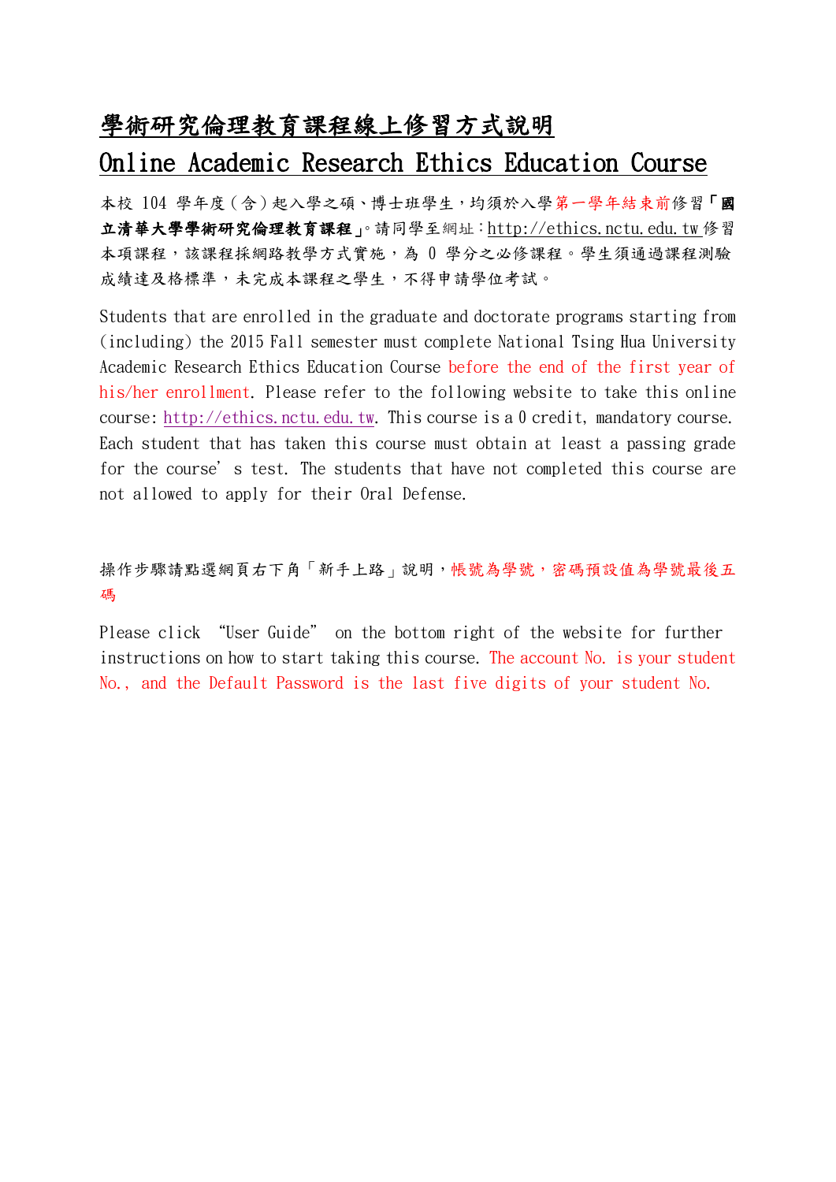# 學術研究倫理教育課程線上修習方式說明

# Online Academic Research Ethics Education Course

本校 104 學年度（含）起入學之碩、博士班學生，均須於入學第一學年結束前修習**「國立清華大學學術研究倫理教育課程」**。請同學至網址：http://ethics.nctu.edu.tw 修習本項課程，該課程採網路教學方式實施，為 0 學分之必修課程。學生須通過課程測驗成績達及格標準，未完成本課程之學生，不得申請學位考試。

Students that are enrolled in the graduate and doctorate programs starting from (including) the 2015 Fall semester must complete National Tsing Hua University Academic Research Ethics Education Course before the end of the first year of his/her enrollment. Please refer to the following website to take this online course: http://ethics.nctu.edu.tw. This course is a 0 credit, mandatory course. Each student that has taken this course must obtain at least a passing grade for the course's test. The students that have not completed this course are not allowed to apply for their Oral Defense.

操作步驟請點選網頁右下角「新手上路」說明，帳號為學號，密碼預設值為學號最後五碼

Please click "User Guide" on the bottom right of the website for further instructions on how to start taking this course. The account No. is your student No., and the Default Password is the last five digits of your student No.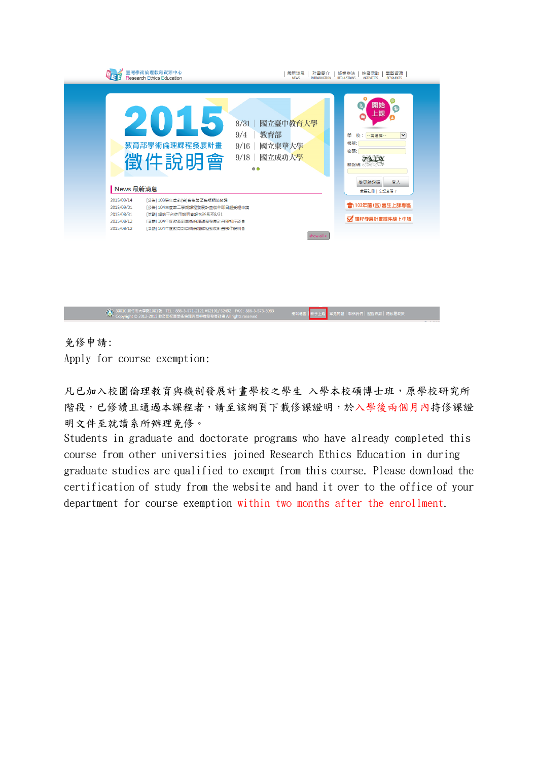免修申請:

Apply for course exemption:

凡已加入校園倫理教育與機制發展計畫學校之學生 入學本校碩博士班，原學校研究所階段，已修讀且通過本課程者，請至該網頁下載修課證明，於入學後兩個月內持修課證明文件至就讀系所辦理免修。

Students in graduate and doctorate programs who have already completed this course from other universities joined Research Ethics Education in during graduate studies are qualified to exempt from this course. Please download the certification of study from the website and hand it over to the office of your department for course exemption within two months after the enrollment.